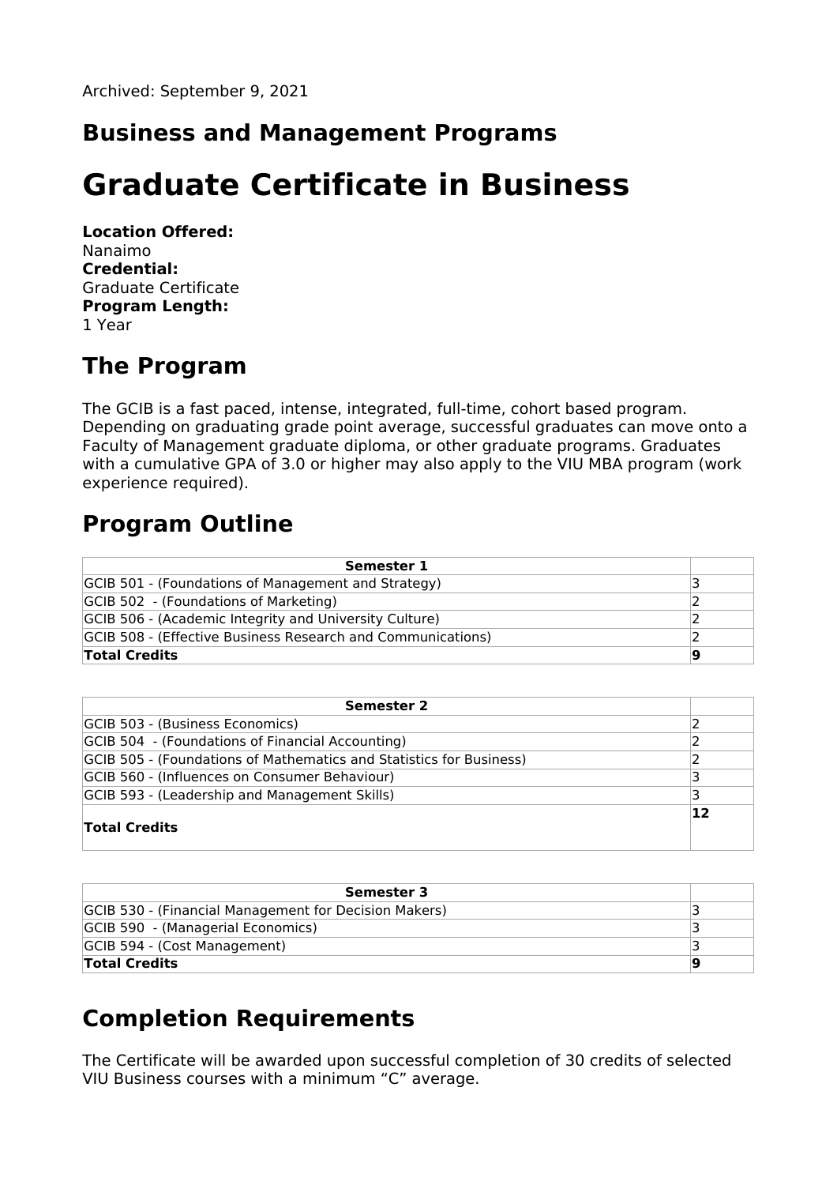Archived: September 9, 2021

## Business and Management Programs

# Graduate Certificate in Business

**Location Offered:**
Nanaimo
**Credential:**
Graduate Certificate
**Program Length:**
1 Year

## The Program

The GCIB is a fast paced, intense, integrated, full-time, cohort based program. Depending on graduating grade point average, successful graduates can move onto a Faculty of Management graduate diploma, or other graduate programs. Graduates with a cumulative GPA of 3.0 or higher may also apply to the VIU MBA program (work experience required).

## Program Outline

| Semester 1 | |
|---|---|
| GCIB 501 - (Foundations of Management and Strategy) | 3 |
| GCIB 502 - (Foundations of Marketing) | 2 |
| GCIB 506 - (Academic Integrity and University Culture) | 2 |
| GCIB 508 - (Effective Business Research and Communications) | 2 |
| **Total Credits** | **9** |

| Semester 2 | |
|---|---|
| GCIB 503 - (Business Economics) | 2 |
| GCIB 504 - (Foundations of Financial Accounting) | 2 |
| GCIB 505 - (Foundations of Mathematics and Statistics for Business) | 2 |
| GCIB 560 - (Influences on Consumer Behaviour) | 3 |
| GCIB 593 - (Leadership and Management Skills) | 3 |
| **Total Credits** | **12** |

| Semester 3 | |
|---|---|
| GCIB 530 - (Financial Management for Decision Makers) | 3 |
| GCIB 590 - (Managerial Economics) | 3 |
| GCIB 594 - (Cost Management) | 3 |
| **Total Credits** | **9** |

## Completion Requirements

The Certificate will be awarded upon successful completion of 30 credits of selected VIU Business courses with a minimum “C” average.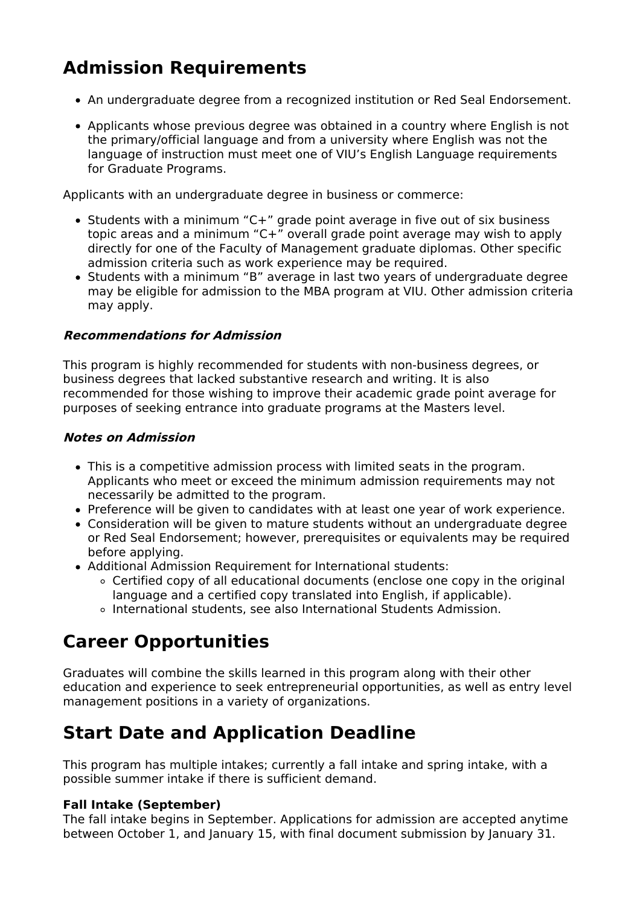## Admission Requirements

- An undergraduate degree from a recognized institution or Red Seal Endorsement.
- Applicants whose previous degree was obtained in a country where English is not the primary/official language and from a university where English was not the language of instruction must meet one of VIU's English Language requirements for Graduate Programs.

Applicants with an undergraduate degree in business or commerce:

- Students with a minimum "C+" grade point average in five out of six business topic areas and a minimum "C+" overall grade point average may wish to apply directly for one of the Faculty of Management graduate diplomas. Other specific admission criteria such as work experience may be required.
- Students with a minimum "B" average in last two years of undergraduate degree may be eligible for admission to the MBA program at VIU. Other admission criteria may apply.

#### *Recommendations for Admission*

This program is highly recommended for students with non-business degrees, or business degrees that lacked substantive research and writing. It is also recommended for those wishing to improve their academic grade point average for purposes of seeking entrance into graduate programs at the Masters level.

#### *Notes on Admission*

- This is a competitive admission process with limited seats in the program. Applicants who meet or exceed the minimum admission requirements may not necessarily be admitted to the program.
- Preference will be given to candidates with at least one year of work experience.
- Consideration will be given to mature students without an undergraduate degree or Red Seal Endorsement; however, prerequisites or equivalents may be required before applying.
- Additional Admission Requirement for International students:
  - Certified copy of all educational documents (enclose one copy in the original language and a certified copy translated into English, if applicable).
  - International students, see also International Students Admission.

## Career Opportunities

Graduates will combine the skills learned in this program along with their other education and experience to seek entrepreneurial opportunities, as well as entry level management positions in a variety of organizations.

## Start Date and Application Deadline

This program has multiple intakes; currently a fall intake and spring intake, with a possible summer intake if there is sufficient demand.

**Fall Intake (September)**
The fall intake begins in September. Applications for admission are accepted anytime between October 1, and January 15, with final document submission by January 31.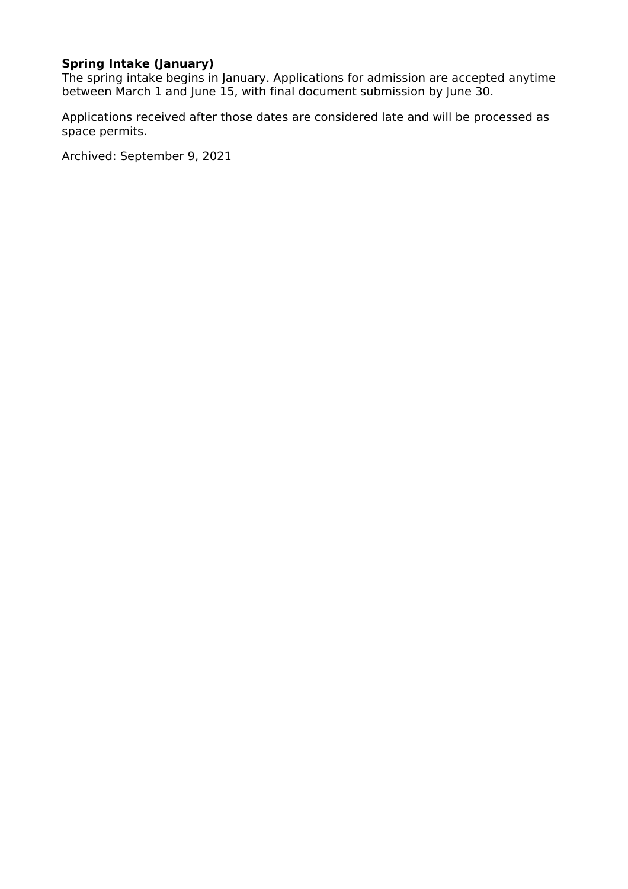**Spring Intake (January)**
The spring intake begins in January. Applications for admission are accepted anytime between March 1 and June 15, with final document submission by June 30.

Applications received after those dates are considered late and will be processed as space permits.

Archived: September 9, 2021